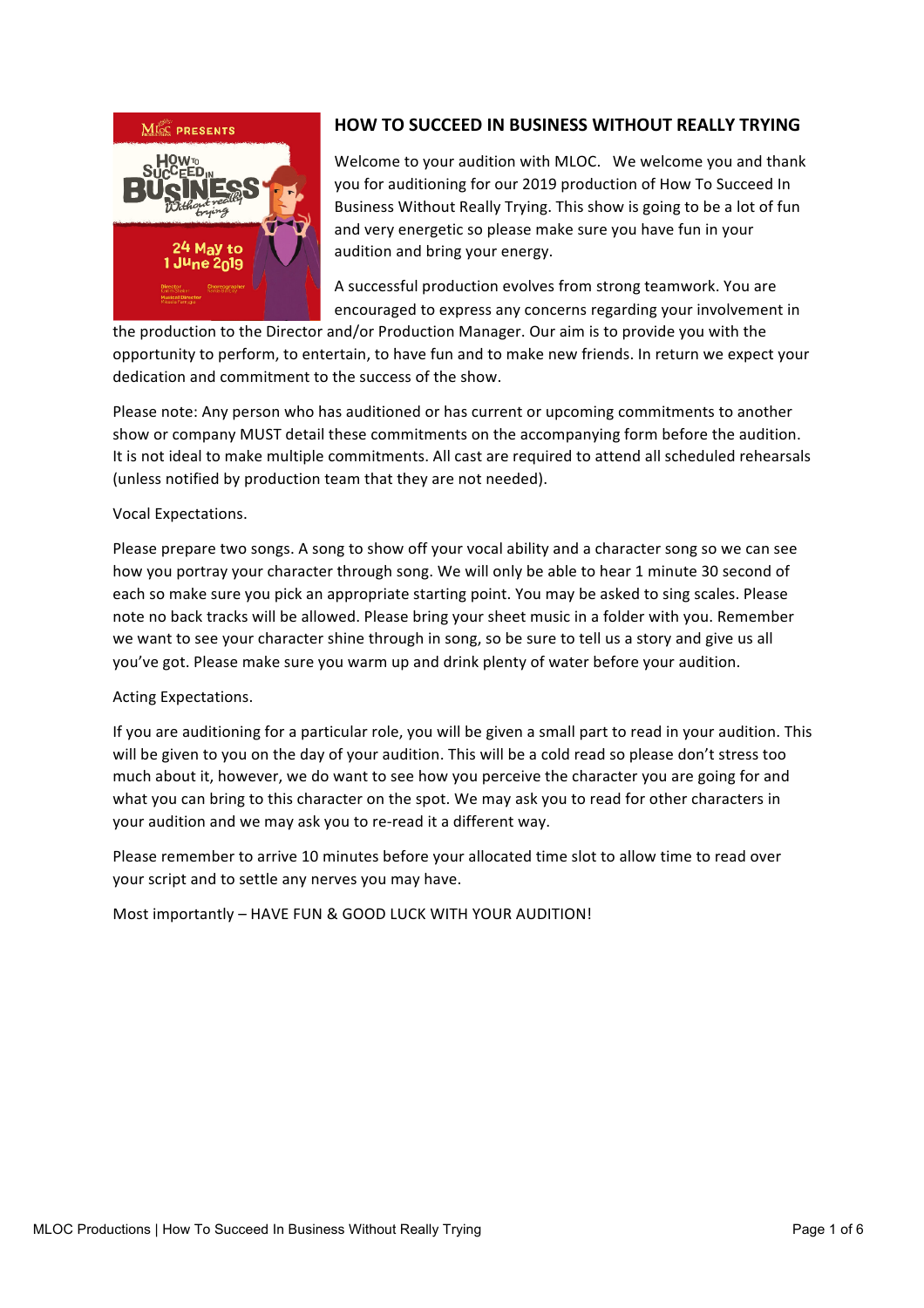## HOW TO SUCCEED IN BUSINESS WITHOUT REALLY TRYING

Welcome to your audition with MLOC. We welcome you and thank you for auditioning for our 2019 production of How To Succeed In Business Without Really Trying. This show is going to be a lot of fun and very energetic so please make sure you have fun in your audition and bring your energy.

A successful production evolves from strong teamwork. You are encouraged to express any concerns regarding your involvement in the production to the Director and/or Production Manager. Our aim is to provide you with the opportunity to perform, to entertain, to have fun and to make new friends. In return we expect your dedication and commitment to the success of the show.

Please note: Any person who has auditioned or has current or upcoming commitments to another show or company MUST detail these commitments on the accompanying form before the audition. It is not ideal to make multiple commitments. All cast are required to attend all scheduled rehearsals (unless notified by production team that they are not needed).

Vocal Expectations.

Please prepare two songs. A song to show off your vocal ability and a character song so we can see how you portray your character through song. We will only be able to hear 1 minute 30 second of each so make sure you pick an appropriate starting point. You may be asked to sing scales. Please note no back tracks will be allowed. Please bring your sheet music in a folder with you. Remember we want to see your character shine through in song, so be sure to tell us a story and give us all you've got. Please make sure you warm up and drink plenty of water before your audition.

Acting Expectations.

If you are auditioning for a particular role, you will be given a small part to read in your audition. This will be given to you on the day of your audition. This will be a cold read so please don't stress too much about it, however, we do want to see how you perceive the character you are going for and what you can bring to this character on the spot. We may ask you to read for other characters in your audition and we may ask you to re-read it a different way.

Please remember to arrive 10 minutes before your allocated time slot to allow time to read over your script and to settle any nerves you may have.

Most importantly – HAVE FUN & GOOD LUCK WITH YOUR AUDITION!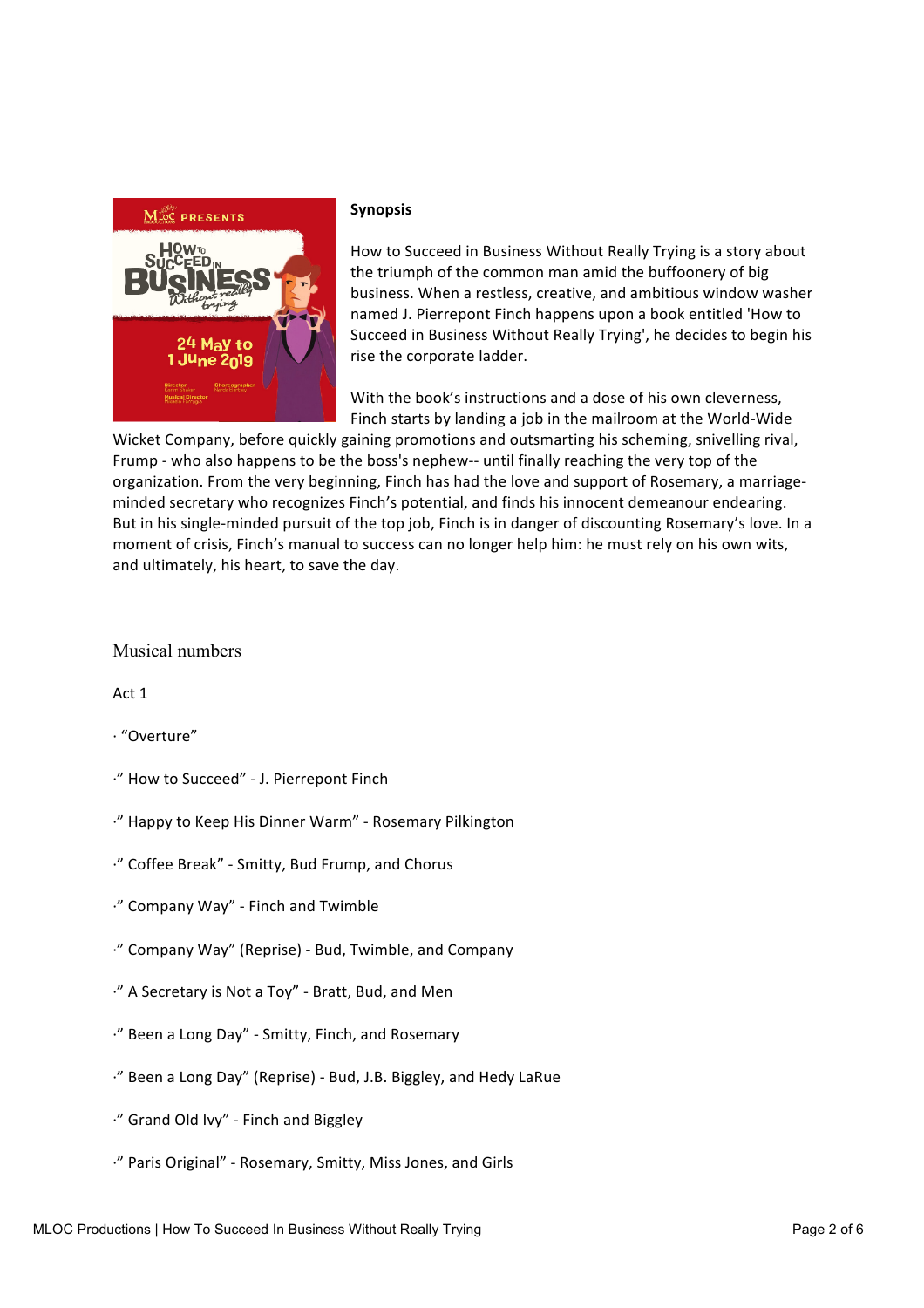**Synopsis**

How to Succeed in Business Without Really Trying is a story about the triumph of the common man amid the buffoonery of big business. When a restless, creative, and ambitious window washer named J. Pierrepont Finch happens upon a book entitled 'How to Succeed in Business Without Really Trying', he decides to begin his rise the corporate ladder.

With the book's instructions and a dose of his own cleverness, Finch starts by landing a job in the mailroom at the World-Wide Wicket Company, before quickly gaining promotions and outsmarting his scheming, snivelling rival, Frump - who also happens to be the boss's nephew-- until finally reaching the very top of the organization. From the very beginning, Finch has had the love and support of Rosemary, a marriage-minded secretary who recognizes Finch's potential, and finds his innocent demeanour endearing. But in his single-minded pursuit of the top job, Finch is in danger of discounting Rosemary's love. In a moment of crisis, Finch's manual to success can no longer help him: he must rely on his own wits, and ultimately, his heart, to save the day.

## Musical numbers

Act 1

· "Overture"

·" How to Succeed" - J. Pierrepont Finch

·" Happy to Keep His Dinner Warm" - Rosemary Pilkington

·" Coffee Break" - Smitty, Bud Frump, and Chorus

·" Company Way" - Finch and Twimble

·" Company Way" (Reprise) - Bud, Twimble, and Company

·" A Secretary is Not a Toy" - Bratt, Bud, and Men

·" Been a Long Day" - Smitty, Finch, and Rosemary

·" Been a Long Day" (Reprise) - Bud, J.B. Biggley, and Hedy LaRue

·" Grand Old Ivy" - Finch and Biggley

·" Paris Original" - Rosemary, Smitty, Miss Jones, and Girls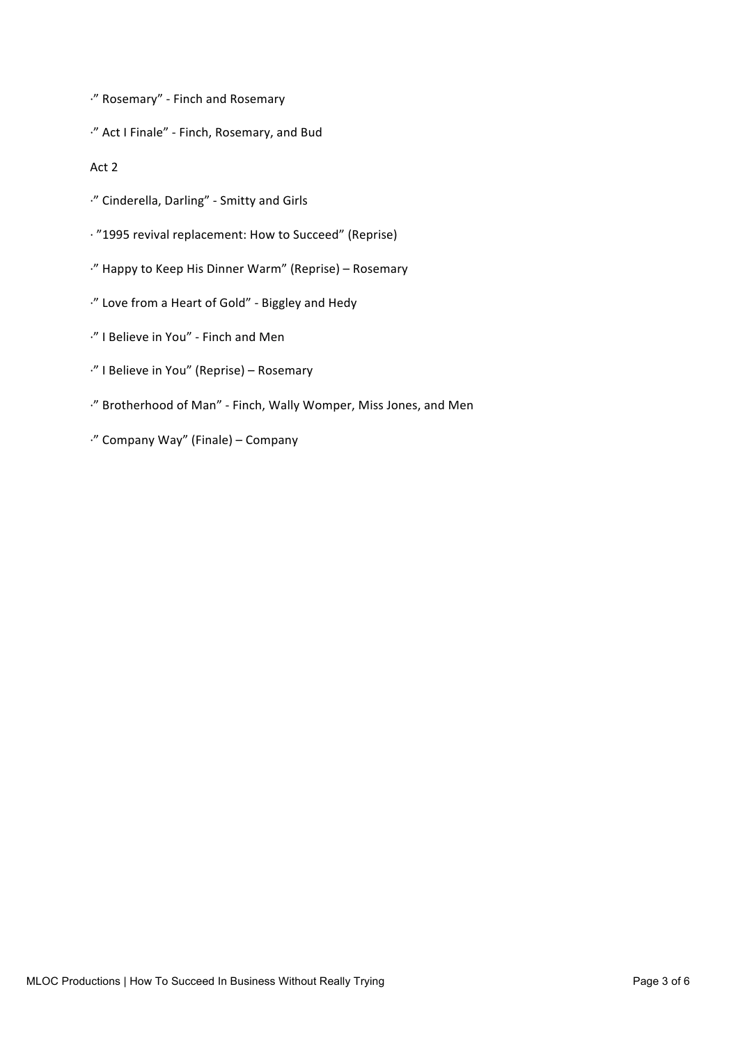·" Rosemary" - Finch and Rosemary

·" Act I Finale" - Finch, Rosemary, and Bud

Act 2

·" Cinderella, Darling" - Smitty and Girls

· "1995 revival replacement: How to Succeed" (Reprise)

·" Happy to Keep His Dinner Warm" (Reprise) – Rosemary

·" Love from a Heart of Gold" - Biggley and Hedy

·" I Believe in You" - Finch and Men

·" I Believe in You" (Reprise) – Rosemary

·" Brotherhood of Man" - Finch, Wally Womper, Miss Jones, and Men

·" Company Way" (Finale) – Company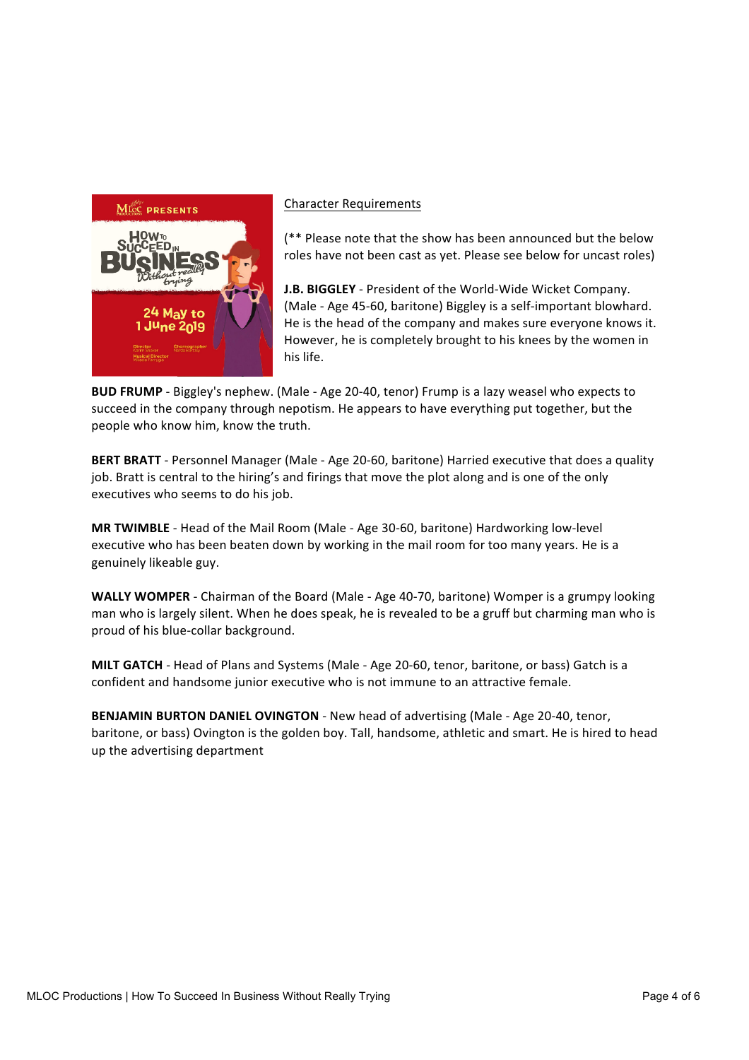Character Requirements

(** Please note that the show has been announced but the below roles have not been cast as yet. Please see below for uncast roles)

**J.B. BIGGLEY** - President of the World-Wide Wicket Company. (Male - Age 45-60, baritone) Biggley is a self-important blowhard. He is the head of the company and makes sure everyone knows it. However, he is completely brought to his knees by the women in his life.

**BUD FRUMP** - Biggley's nephew. (Male - Age 20-40, tenor) Frump is a lazy weasel who expects to succeed in the company through nepotism. He appears to have everything put together, but the people who know him, know the truth.

**BERT BRATT** - Personnel Manager (Male - Age 20-60, baritone) Harried executive that does a quality job. Bratt is central to the hiring's and firings that move the plot along and is one of the only executives who seems to do his job.

**MR TWIMBLE** - Head of the Mail Room (Male - Age 30-60, baritone) Hardworking low-level executive who has been beaten down by working in the mail room for too many years. He is a genuinely likeable guy.

**WALLY WOMPER** - Chairman of the Board (Male - Age 40-70, baritone) Womper is a grumpy looking man who is largely silent. When he does speak, he is revealed to be a gruff but charming man who is proud of his blue-collar background.

**MILT GATCH** - Head of Plans and Systems (Male - Age 20-60, tenor, baritone, or bass) Gatch is a confident and handsome junior executive who is not immune to an attractive female.

**BENJAMIN BURTON DANIEL OVINGTON** - New head of advertising (Male - Age 20-40, tenor, baritone, or bass) Ovington is the golden boy. Tall, handsome, athletic and smart. He is hired to head up the advertising department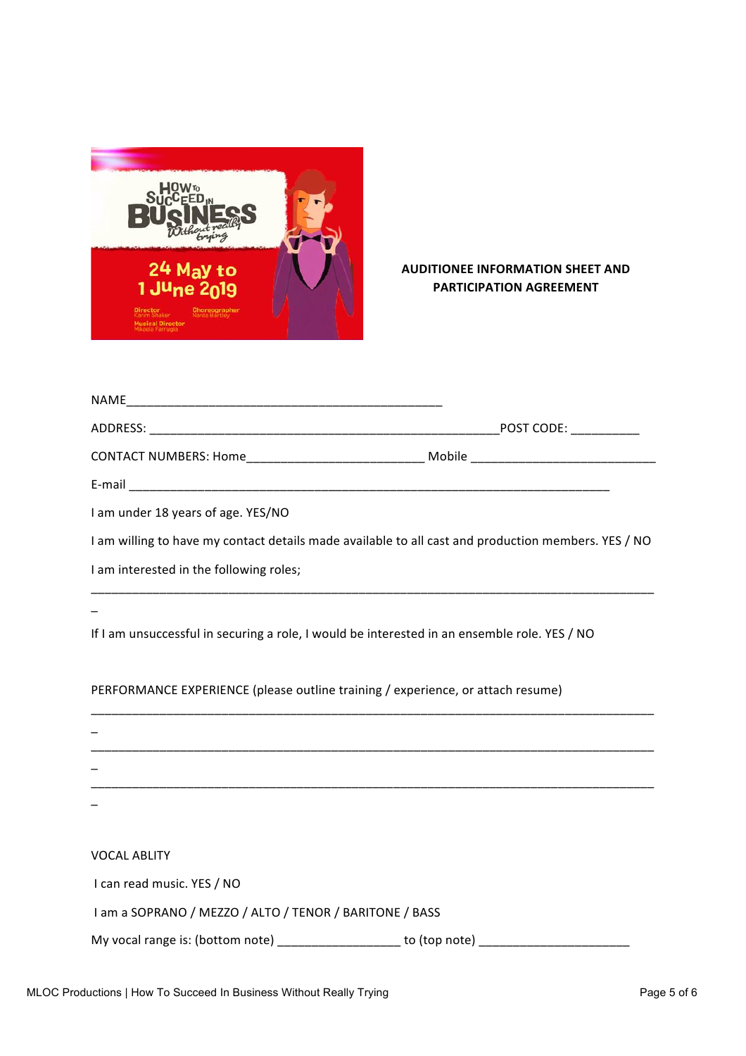## AUDITIONEE INFORMATION SHEET AND PARTICIPATION AGREEMENT

NAME_______________________________________________

ADDRESS: _____________________________________________________POST CODE: __________

CONTACT NUMBERS: Home___________________________ Mobile ____________________________

E-mail __________________________________________________________________________

I am under 18 years of age. YES/NO

I am willing to have my contact details made available to all cast and production members. YES / NO

I am interested in the following roles;

_____________________________________________________________________________________

If I am unsuccessful in securing a role, I would be interested in an ensemble role. YES / NO

PERFORMANCE EXPERIENCE (please outline training / experience, or attach resume)

_____________________________________________________________________________________

_____________________________________________________________________________________

_____________________________________________________________________________________

VOCAL ABLITY

I can read music. YES / NO

I am a SOPRANO / MEZZO / ALTO / TENOR / BARITONE / BASS

My vocal range is: (bottom note) __________________ to (top note) ______________________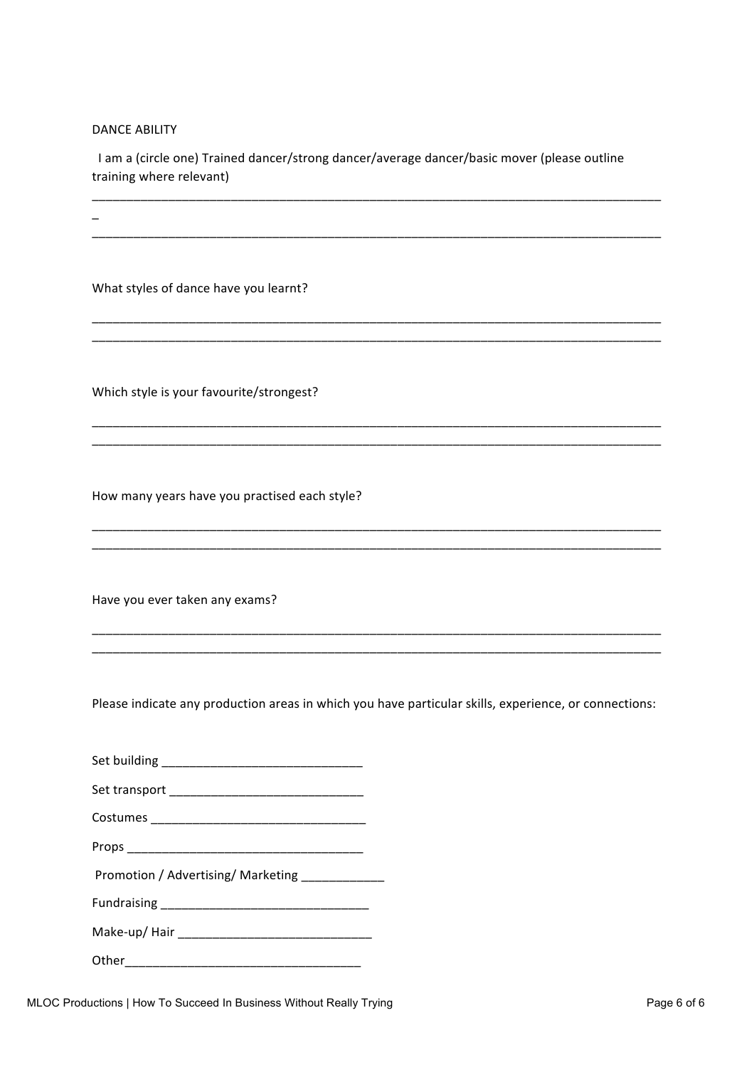DANCE ABILITY

I am a (circle one) Trained dancer/strong dancer/average dancer/basic mover (please outline training where relevant)

____________________________________________________________________________________
_
____________________________________________________________________________________

What styles of dance have you learnt?

____________________________________________________________________________________
____________________________________________________________________________________

Which style is your favourite/strongest?

____________________________________________________________________________________
____________________________________________________________________________________

How many years have you practised each style?

____________________________________________________________________________________
____________________________________________________________________________________

Have you ever taken any exams?

____________________________________________________________________________________
____________________________________________________________________________________

Please indicate any production areas in which you have particular skills, experience, or connections:

Set building _____________________________

Set transport ____________________________

Costumes _______________________________

Props __________________________________

Promotion / Advertising/ Marketing ____________

Fundraising ______________________________

Make-up/ Hair ____________________________

Other___________________________________